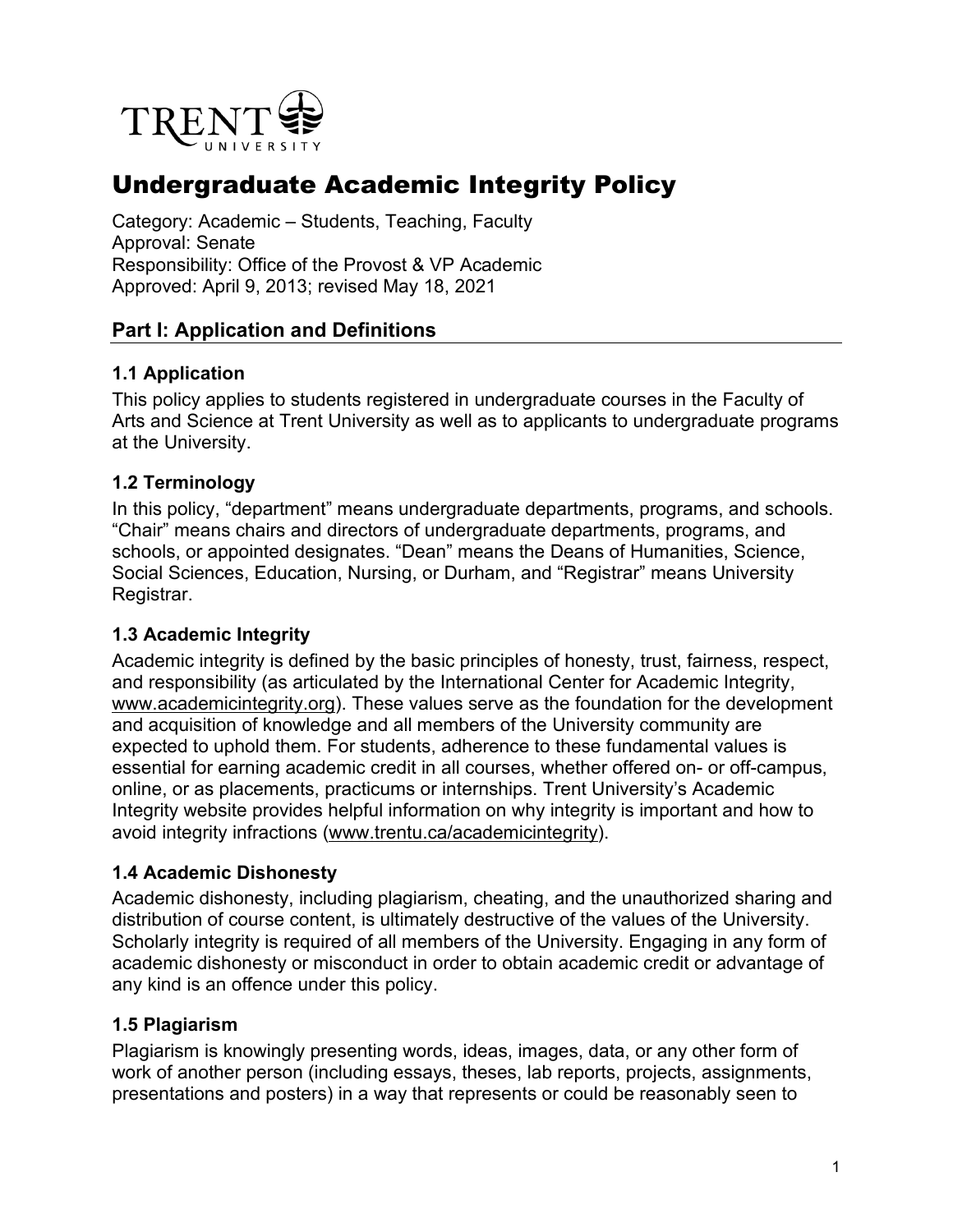TRENT UNIVERSITY

# Undergraduate Academic Integrity Policy

Category: Academic – Students, Teaching, Faculty
Approval: Senate
Responsibility: Office of the Provost & VP Academic
Approved: April 9, 2013; revised May 18, 2021

## Part I: Application and Definitions

### 1.1 Application

This policy applies to students registered in undergraduate courses in the Faculty of Arts and Science at Trent University as well as to applicants to undergraduate programs at the University.

### 1.2 Terminology

In this policy, "department" means undergraduate departments, programs, and schools. "Chair" means chairs and directors of undergraduate departments, programs, and schools, or appointed designates. "Dean" means the Deans of Humanities, Science, Social Sciences, Education, Nursing, or Durham, and "Registrar" means University Registrar.

### 1.3 Academic Integrity

Academic integrity is defined by the basic principles of honesty, trust, fairness, respect, and responsibility (as articulated by the International Center for Academic Integrity, www.academicintegrity.org). These values serve as the foundation for the development and acquisition of knowledge and all members of the University community are expected to uphold them. For students, adherence to these fundamental values is essential for earning academic credit in all courses, whether offered on- or off-campus, online, or as placements, practicums or internships. Trent University's Academic Integrity website provides helpful information on why integrity is important and how to avoid integrity infractions (www.trentu.ca/academicintegrity).

### 1.4 Academic Dishonesty

Academic dishonesty, including plagiarism, cheating, and the unauthorized sharing and distribution of course content, is ultimately destructive of the values of the University. Scholarly integrity is required of all members of the University. Engaging in any form of academic dishonesty or misconduct in order to obtain academic credit or advantage of any kind is an offence under this policy.

### 1.5 Plagiarism

Plagiarism is knowingly presenting words, ideas, images, data, or any other form of work of another person (including essays, theses, lab reports, projects, assignments, presentations and posters) in a way that represents or could be reasonably seen to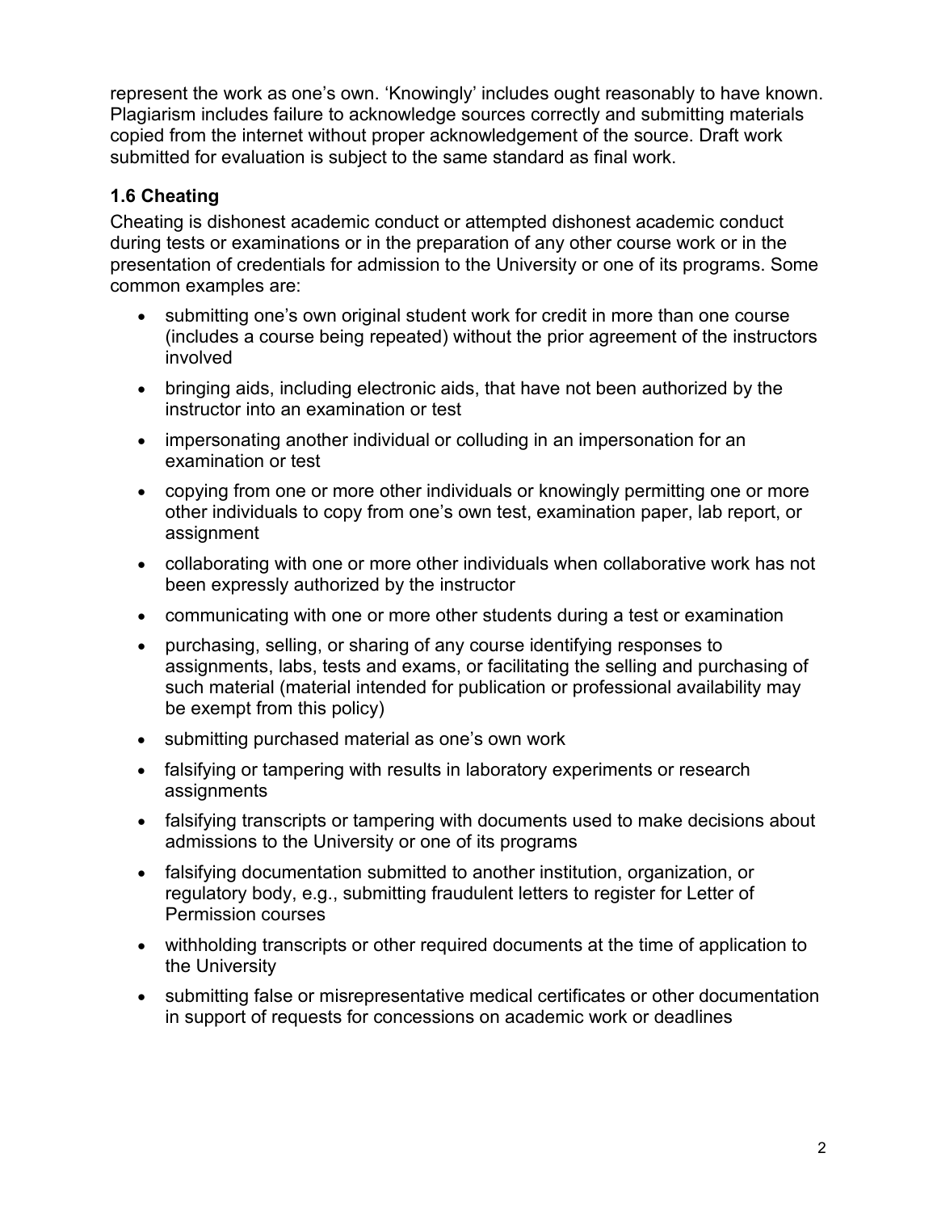represent the work as one's own. 'Knowingly' includes ought reasonably to have known. Plagiarism includes failure to acknowledge sources correctly and submitting materials copied from the internet without proper acknowledgement of the source. Draft work submitted for evaluation is subject to the same standard as final work.

### 1.6 Cheating

Cheating is dishonest academic conduct or attempted dishonest academic conduct during tests or examinations or in the preparation of any other course work or in the presentation of credentials for admission to the University or one of its programs. Some common examples are:

- submitting one's own original student work for credit in more than one course (includes a course being repeated) without the prior agreement of the instructors involved
- bringing aids, including electronic aids, that have not been authorized by the instructor into an examination or test
- impersonating another individual or colluding in an impersonation for an examination or test
- copying from one or more other individuals or knowingly permitting one or more other individuals to copy from one's own test, examination paper, lab report, or assignment
- collaborating with one or more other individuals when collaborative work has not been expressly authorized by the instructor
- communicating with one or more other students during a test or examination
- purchasing, selling, or sharing of any course identifying responses to assignments, labs, tests and exams, or facilitating the selling and purchasing of such material (material intended for publication or professional availability may be exempt from this policy)
- submitting purchased material as one's own work
- falsifying or tampering with results in laboratory experiments or research assignments
- falsifying transcripts or tampering with documents used to make decisions about admissions to the University or one of its programs
- falsifying documentation submitted to another institution, organization, or regulatory body, e.g., submitting fraudulent letters to register for Letter of Permission courses
- withholding transcripts or other required documents at the time of application to the University
- submitting false or misrepresentative medical certificates or other documentation in support of requests for concessions on academic work or deadlines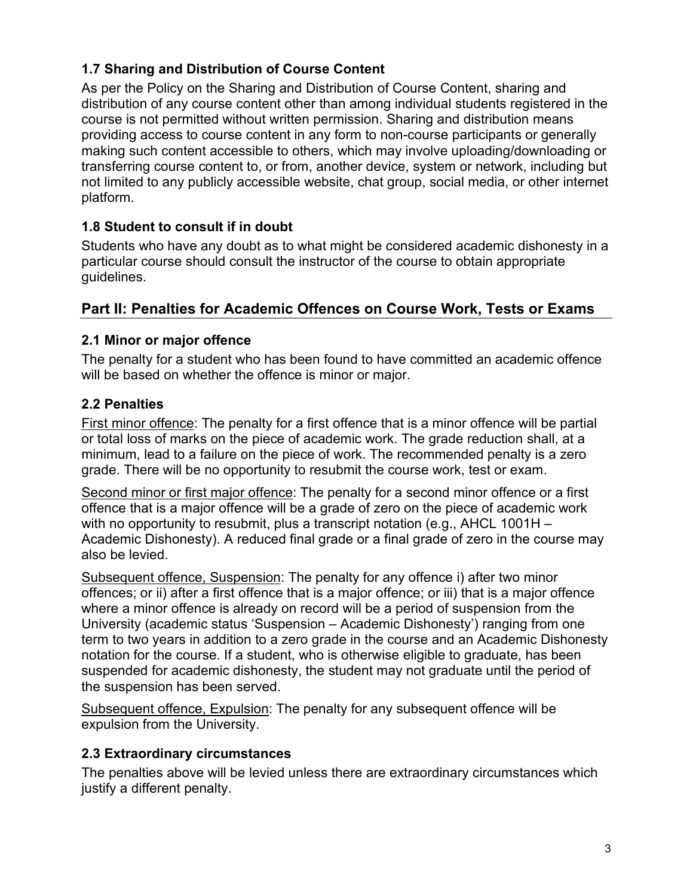### 1.7 Sharing and Distribution of Course Content

As per the Policy on the Sharing and Distribution of Course Content, sharing and distribution of any course content other than among individual students registered in the course is not permitted without written permission. Sharing and distribution means providing access to course content in any form to non-course participants or generally making such content accessible to others, which may involve uploading/downloading or transferring course content to, or from, another device, system or network, including but not limited to any publicly accessible website, chat group, social media, or other internet platform.

### 1.8 Student to consult if in doubt

Students who have any doubt as to what might be considered academic dishonesty in a particular course should consult the instructor of the course to obtain appropriate guidelines.

## Part II: Penalties for Academic Offences on Course Work, Tests or Exams

### 2.1 Minor or major offence

The penalty for a student who has been found to have committed an academic offence will be based on whether the offence is minor or major.

### 2.2 Penalties

<u>First minor offence</u>: The penalty for a first offence that is a minor offence will be partial or total loss of marks on the piece of academic work. The grade reduction shall, at a minimum, lead to a failure on the piece of work. The recommended penalty is a zero grade. There will be no opportunity to resubmit the course work, test or exam.

<u>Second minor or first major offence</u>: The penalty for a second minor offence or a first offence that is a major offence will be a grade of zero on the piece of academic work with no opportunity to resubmit, plus a transcript notation (e.g., AHCL 1001H – Academic Dishonesty). A reduced final grade or a final grade of zero in the course may also be levied.

<u>Subsequent offence, Suspension</u>: The penalty for any offence i) after two minor offences; or ii) after a first offence that is a major offence; or iii) that is a major offence where a minor offence is already on record will be a period of suspension from the University (academic status 'Suspension – Academic Dishonesty') ranging from one term to two years in addition to a zero grade in the course and an Academic Dishonesty notation for the course. If a student, who is otherwise eligible to graduate, has been suspended for academic dishonesty, the student may not graduate until the period of the suspension has been served.

<u>Subsequent offence, Expulsion</u>: The penalty for any subsequent offence will be expulsion from the University.

### 2.3 Extraordinary circumstances

The penalties above will be levied unless there are extraordinary circumstances which justify a different penalty.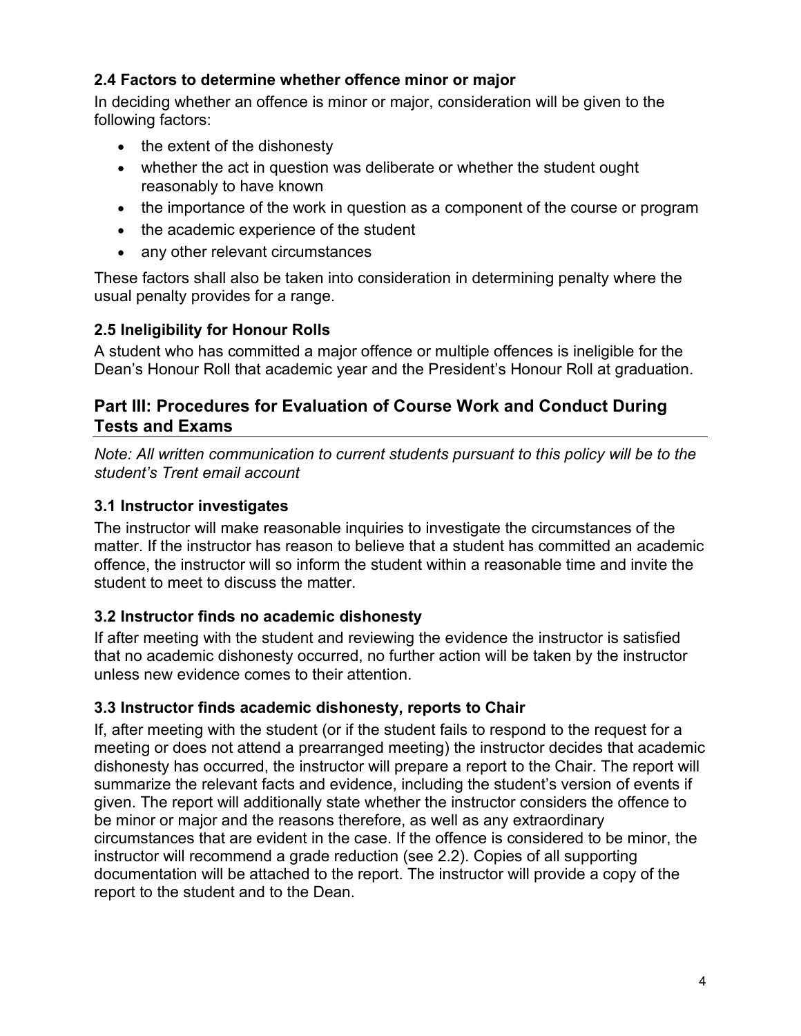### 2.4 Factors to determine whether offence minor or major

In deciding whether an offence is minor or major, consideration will be given to the following factors:

- the extent of the dishonesty
- whether the act in question was deliberate or whether the student ought reasonably to have known
- the importance of the work in question as a component of the course or program
- the academic experience of the student
- any other relevant circumstances

These factors shall also be taken into consideration in determining penalty where the usual penalty provides for a range.

### 2.5 Ineligibility for Honour Rolls

A student who has committed a major offence or multiple offences is ineligible for the Dean's Honour Roll that academic year and the President's Honour Roll at graduation.

## Part III: Procedures for Evaluation of Course Work and Conduct During Tests and Exams

*Note: All written communication to current students pursuant to this policy will be to the student's Trent email account*

### 3.1 Instructor investigates

The instructor will make reasonable inquiries to investigate the circumstances of the matter. If the instructor has reason to believe that a student has committed an academic offence, the instructor will so inform the student within a reasonable time and invite the student to meet to discuss the matter.

### 3.2 Instructor finds no academic dishonesty

If after meeting with the student and reviewing the evidence the instructor is satisfied that no academic dishonesty occurred, no further action will be taken by the instructor unless new evidence comes to their attention.

### 3.3 Instructor finds academic dishonesty, reports to Chair

If, after meeting with the student (or if the student fails to respond to the request for a meeting or does not attend a prearranged meeting) the instructor decides that academic dishonesty has occurred, the instructor will prepare a report to the Chair. The report will summarize the relevant facts and evidence, including the student's version of events if given. The report will additionally state whether the instructor considers the offence to be minor or major and the reasons therefore, as well as any extraordinary circumstances that are evident in the case. If the offence is considered to be minor, the instructor will recommend a grade reduction (see 2.2). Copies of all supporting documentation will be attached to the report. The instructor will provide a copy of the report to the student and to the Dean.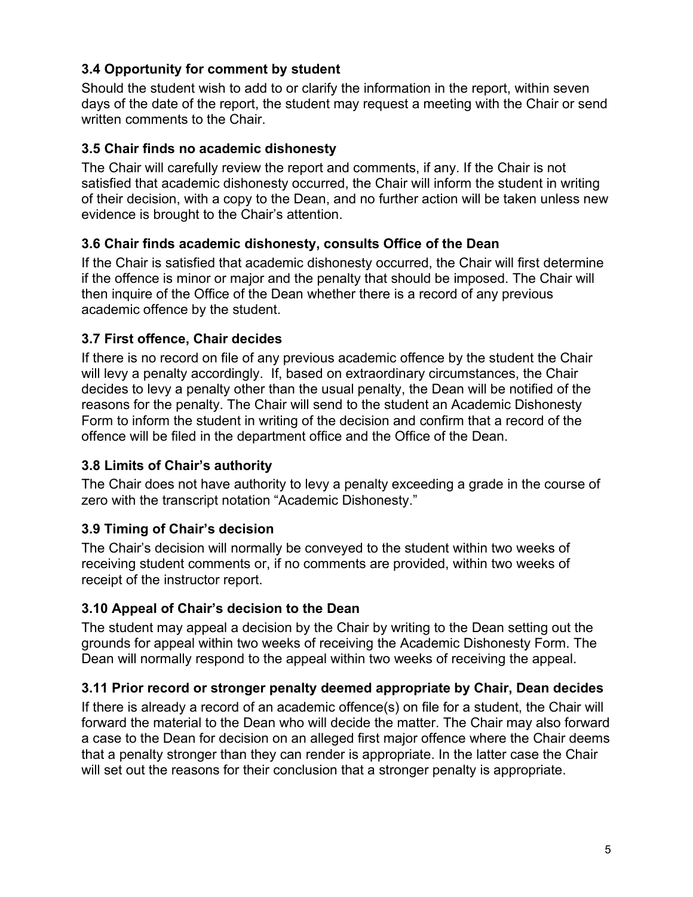### 3.4 Opportunity for comment by student

Should the student wish to add to or clarify the information in the report, within seven days of the date of the report, the student may request a meeting with the Chair or send written comments to the Chair.

### 3.5 Chair finds no academic dishonesty

The Chair will carefully review the report and comments, if any. If the Chair is not satisfied that academic dishonesty occurred, the Chair will inform the student in writing of their decision, with a copy to the Dean, and no further action will be taken unless new evidence is brought to the Chair's attention.

### 3.6 Chair finds academic dishonesty, consults Office of the Dean

If the Chair is satisfied that academic dishonesty occurred, the Chair will first determine if the offence is minor or major and the penalty that should be imposed. The Chair will then inquire of the Office of the Dean whether there is a record of any previous academic offence by the student.

### 3.7 First offence, Chair decides

If there is no record on file of any previous academic offence by the student the Chair will levy a penalty accordingly. If, based on extraordinary circumstances, the Chair decides to levy a penalty other than the usual penalty, the Dean will be notified of the reasons for the penalty. The Chair will send to the student an Academic Dishonesty Form to inform the student in writing of the decision and confirm that a record of the offence will be filed in the department office and the Office of the Dean.

### 3.8 Limits of Chair's authority

The Chair does not have authority to levy a penalty exceeding a grade in the course of zero with the transcript notation "Academic Dishonesty."

### 3.9 Timing of Chair's decision

The Chair's decision will normally be conveyed to the student within two weeks of receiving student comments or, if no comments are provided, within two weeks of receipt of the instructor report.

### 3.10 Appeal of Chair's decision to the Dean

The student may appeal a decision by the Chair by writing to the Dean setting out the grounds for appeal within two weeks of receiving the Academic Dishonesty Form. The Dean will normally respond to the appeal within two weeks of receiving the appeal.

### 3.11 Prior record or stronger penalty deemed appropriate by Chair, Dean decides

If there is already a record of an academic offence(s) on file for a student, the Chair will forward the material to the Dean who will decide the matter. The Chair may also forward a case to the Dean for decision on an alleged first major offence where the Chair deems that a penalty stronger than they can render is appropriate. In the latter case the Chair will set out the reasons for their conclusion that a stronger penalty is appropriate.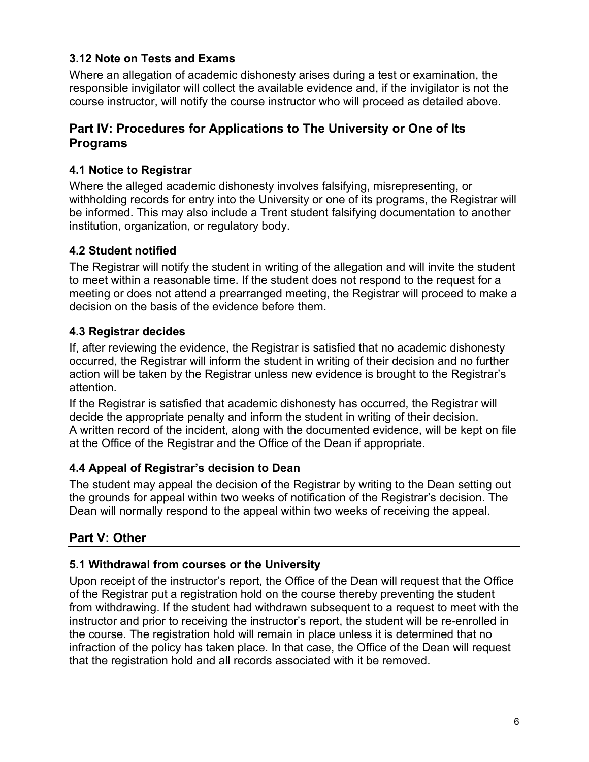### 3.12 Note on Tests and Exams

Where an allegation of academic dishonesty arises during a test or examination, the responsible invigilator will collect the available evidence and, if the invigilator is not the course instructor, will notify the course instructor who will proceed as detailed above.

## Part IV: Procedures for Applications to The University or One of Its Programs

### 4.1 Notice to Registrar

Where the alleged academic dishonesty involves falsifying, misrepresenting, or withholding records for entry into the University or one of its programs, the Registrar will be informed. This may also include a Trent student falsifying documentation to another institution, organization, or regulatory body.

### 4.2 Student notified

The Registrar will notify the student in writing of the allegation and will invite the student to meet within a reasonable time. If the student does not respond to the request for a meeting or does not attend a prearranged meeting, the Registrar will proceed to make a decision on the basis of the evidence before them.

### 4.3 Registrar decides

If, after reviewing the evidence, the Registrar is satisfied that no academic dishonesty occurred, the Registrar will inform the student in writing of their decision and no further action will be taken by the Registrar unless new evidence is brought to the Registrar's attention.

If the Registrar is satisfied that academic dishonesty has occurred, the Registrar will decide the appropriate penalty and inform the student in writing of their decision. A written record of the incident, along with the documented evidence, will be kept on file at the Office of the Registrar and the Office of the Dean if appropriate.

### 4.4 Appeal of Registrar's decision to Dean

The student may appeal the decision of the Registrar by writing to the Dean setting out the grounds for appeal within two weeks of notification of the Registrar's decision. The Dean will normally respond to the appeal within two weeks of receiving the appeal.

## Part V: Other

### 5.1 Withdrawal from courses or the University

Upon receipt of the instructor's report, the Office of the Dean will request that the Office of the Registrar put a registration hold on the course thereby preventing the student from withdrawing. If the student had withdrawn subsequent to a request to meet with the instructor and prior to receiving the instructor's report, the student will be re-enrolled in the course. The registration hold will remain in place unless it is determined that no infraction of the policy has taken place. In that case, the Office of the Dean will request that the registration hold and all records associated with it be removed.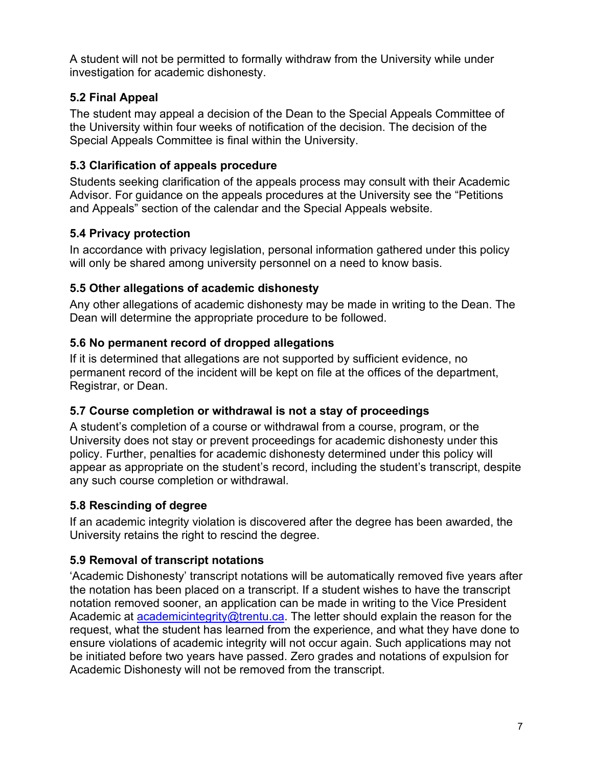A student will not be permitted to formally withdraw from the University while under investigation for academic dishonesty.

### 5.2 Final Appeal

The student may appeal a decision of the Dean to the Special Appeals Committee of the University within four weeks of notification of the decision. The decision of the Special Appeals Committee is final within the University.

### 5.3 Clarification of appeals procedure

Students seeking clarification of the appeals process may consult with their Academic Advisor. For guidance on the appeals procedures at the University see the "Petitions and Appeals" section of the calendar and the Special Appeals website.

### 5.4 Privacy protection

In accordance with privacy legislation, personal information gathered under this policy will only be shared among university personnel on a need to know basis.

### 5.5 Other allegations of academic dishonesty

Any other allegations of academic dishonesty may be made in writing to the Dean. The Dean will determine the appropriate procedure to be followed.

### 5.6 No permanent record of dropped allegations

If it is determined that allegations are not supported by sufficient evidence, no permanent record of the incident will be kept on file at the offices of the department, Registrar, or Dean.

### 5.7 Course completion or withdrawal is not a stay of proceedings

A student's completion of a course or withdrawal from a course, program, or the University does not stay or prevent proceedings for academic dishonesty under this policy. Further, penalties for academic dishonesty determined under this policy will appear as appropriate on the student's record, including the student's transcript, despite any such course completion or withdrawal.

### 5.8 Rescinding of degree

If an academic integrity violation is discovered after the degree has been awarded, the University retains the right to rescind the degree.

### 5.9 Removal of transcript notations

'Academic Dishonesty' transcript notations will be automatically removed five years after the notation has been placed on a transcript. If a student wishes to have the transcript notation removed sooner, an application can be made in writing to the Vice President Academic at [academicintegrity@trentu.ca](mailto:academicintegrity@trentu.ca). The letter should explain the reason for the request, what the student has learned from the experience, and what they have done to ensure violations of academic integrity will not occur again. Such applications may not be initiated before two years have passed. Zero grades and notations of expulsion for Academic Dishonesty will not be removed from the transcript.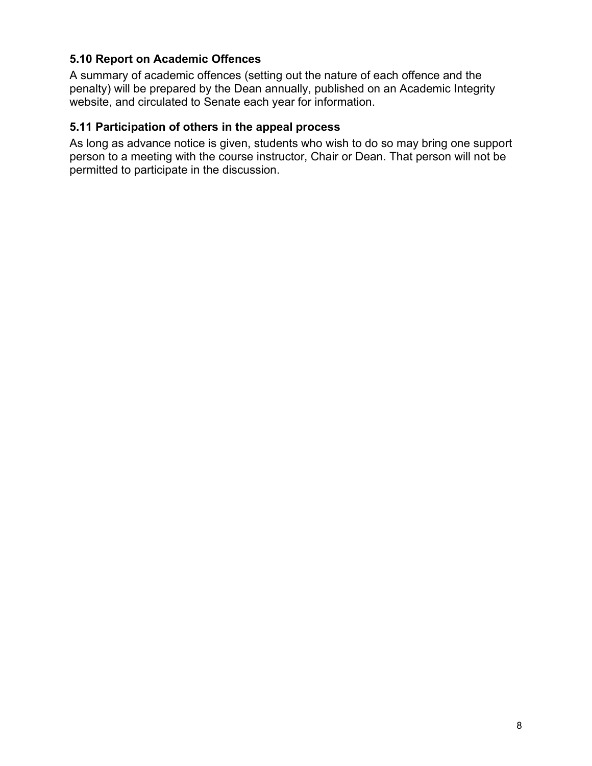### 5.10 Report on Academic Offences

A summary of academic offences (setting out the nature of each offence and the penalty) will be prepared by the Dean annually, published on an Academic Integrity website, and circulated to Senate each year for information.

### 5.11 Participation of others in the appeal process

As long as advance notice is given, students who wish to do so may bring one support person to a meeting with the course instructor, Chair or Dean. That person will not be permitted to participate in the discussion.